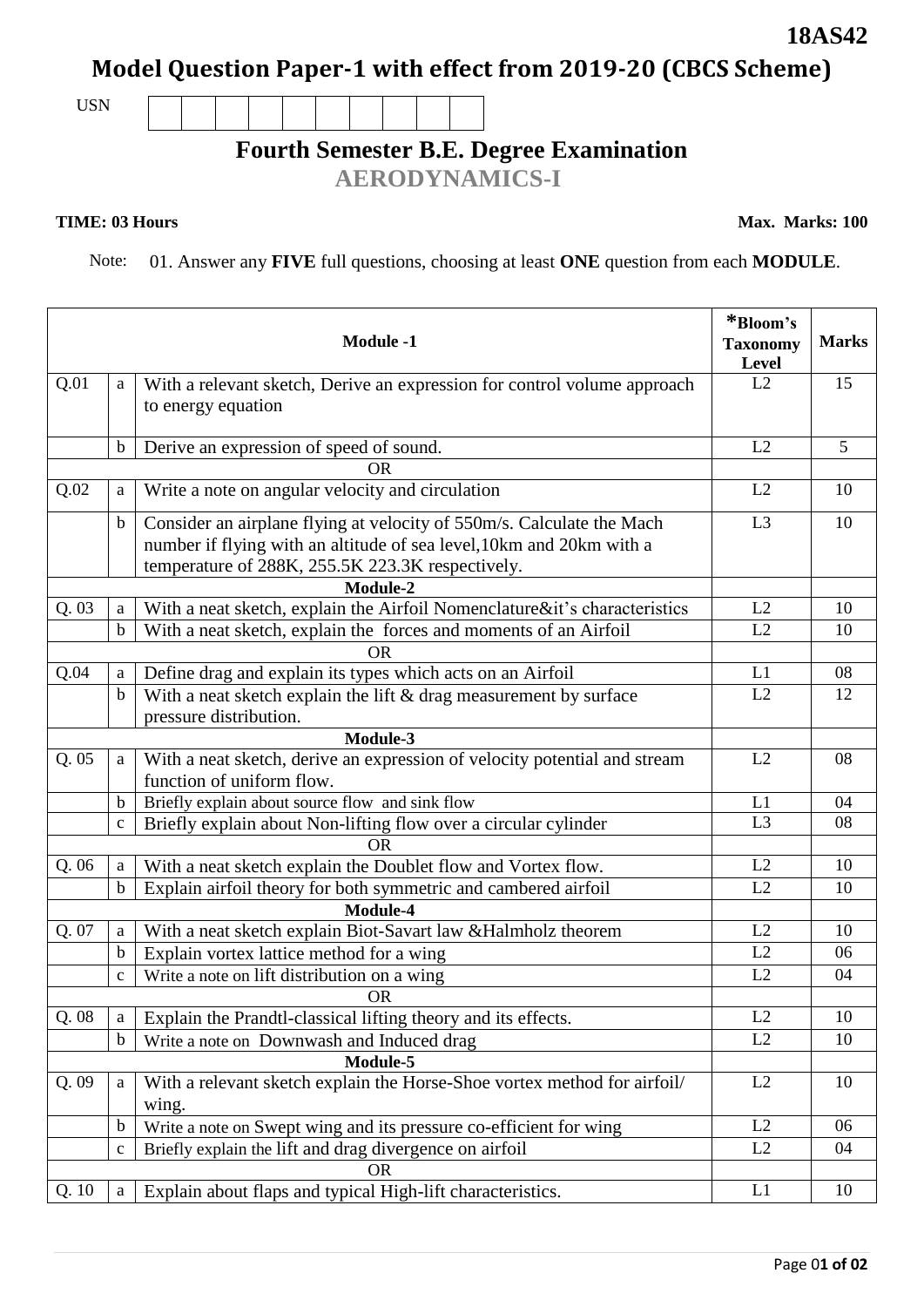**18AS42**

# Model Question Paper-1 with effect from 2019-20 (CBCS Scheme)

USN

## Fourth Semester B.E. Degree Examination

## AERODYNAMICS-I

**TIME: 03 Hours** **Max. Marks: 100**

Note: 01. Answer any **FIVE** full questions, choosing at least **ONE** question from each **MODULE**.

| | | **Module -1** | ***Bloom's Taxonomy Level** | **Marks** |
|---|---|---|---|---|
| Q.01 | a | With a relevant sketch, Derive an expression for control volume approach to energy equation | L2 | 15 |
| | b | Derive an expression of speed of sound. | L2 | 5 |
| | | OR | | |
| Q.02 | a | Write a note on angular velocity and circulation | L2 | 10 |
| | b | Consider an airplane flying at velocity of 550m/s. Calculate the Mach number if flying with an altitude of sea level,10km and 20km with a temperature of 288K, 255.5K 223.3K respectively. | L3 | 10 |
| | | **Module-2** | | |
| Q. 03 | a | With a neat sketch, explain the Airfoil Nomenclature&it's characteristics | L2 | 10 |
| | b | With a neat sketch, explain the forces and moments of an Airfoil | L2 | 10 |
| | | OR | | |
| Q.04 | a | Define drag and explain its types which acts on an Airfoil | L1 | 08 |
| | b | With a neat sketch explain the lift & drag measurement by surface pressure distribution. | L2 | 12 |
| | | **Module-3** | | |
| Q. 05 | a | With a neat sketch, derive an expression of velocity potential and stream function of uniform flow. | L2 | 08 |
| | b | Briefly explain about source flow and sink flow | L1 | 04 |
| | c | Briefly explain about Non-lifting flow over a circular cylinder | L3 | 08 |
| | | OR | | |
| Q. 06 | a | With a neat sketch explain the Doublet flow and Vortex flow. | L2 | 10 |
| | b | Explain airfoil theory for both symmetric and cambered airfoil | L2 | 10 |
| | | **Module-4** | | |
| Q. 07 | a | With a neat sketch explain Biot-Savart law &Halmholz theorem | L2 | 10 |
| | b | Explain vortex lattice method for a wing | L2 | 06 |
| | c | Write a note on lift distribution on a wing | L2 | 04 |
| | | OR | | |
| Q. 08 | a | Explain the Prandtl-classical lifting theory and its effects. | L2 | 10 |
| | b | Write a note on Downwash and Induced drag | L2 | 10 |
| | | **Module-5** | | |
| Q. 09 | a | With a relevant sketch explain the Horse-Shoe vortex method for airfoil/ wing. | L2 | 10 |
| | b | Write a note on Swept wing and its pressure co-efficient for wing | L2 | 06 |
| | c | Briefly explain the lift and drag divergence on airfoil | L2 | 04 |
| | | OR | | |
| Q. 10 | a | Explain about flaps and typical High-lift characteristics. | L1 | 10 |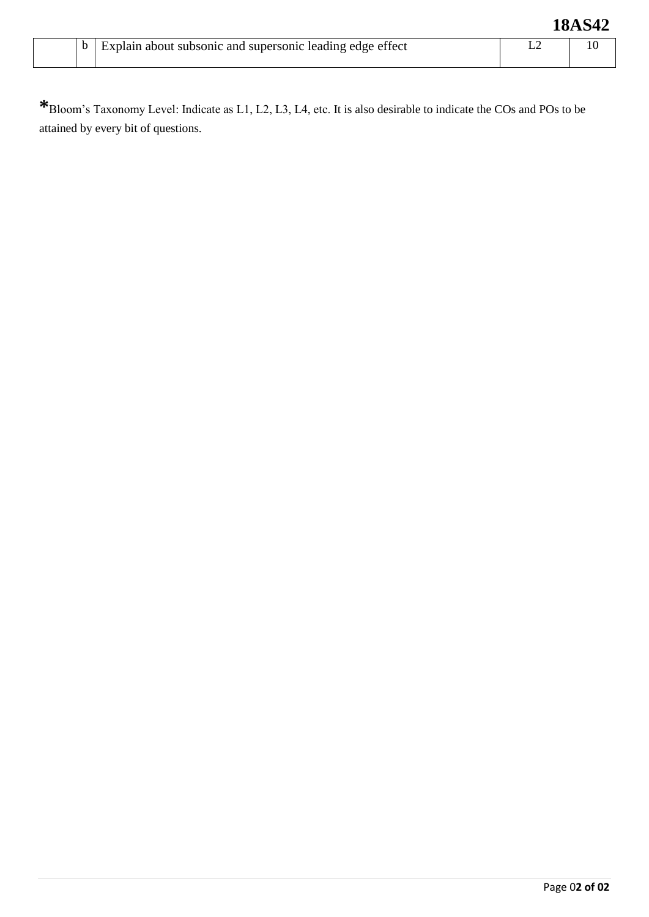| | | | | |
|---|---|---|---|---|
| | b | Explain about subsonic and supersonic leading edge effect | L2 | 10 |

*Bloom's Taxonomy Level: Indicate as L1, L2, L3, L4, etc. It is also desirable to indicate the COs and POs to be attained by every bit of questions.